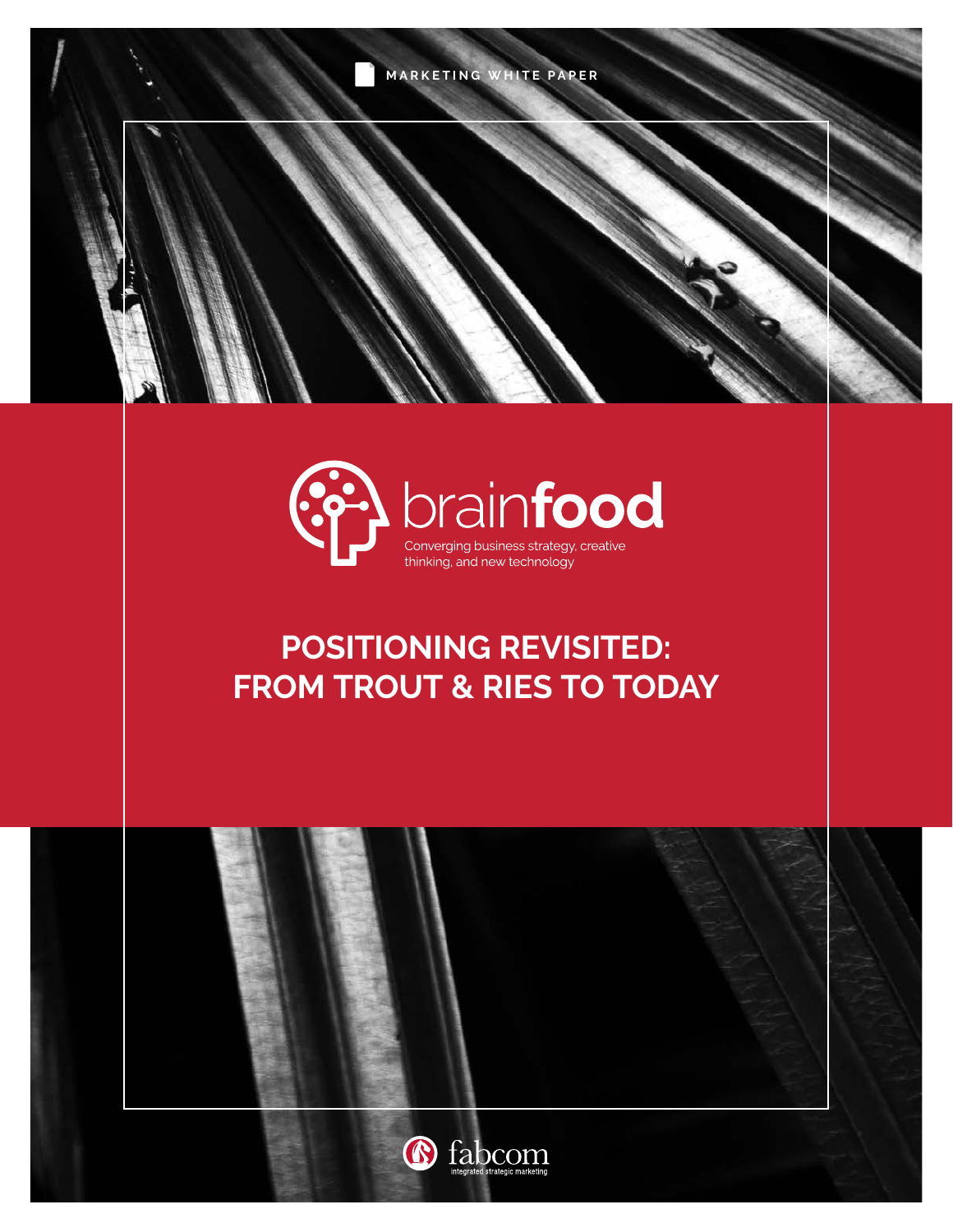MARKETING WHITE PAPER

brainfood

Converging business strategy, creative thinking, and new technology

# POSITIONING REVISITED: FROM TROUT & RIES TO TODAY

fabcom

integrated strategic marketing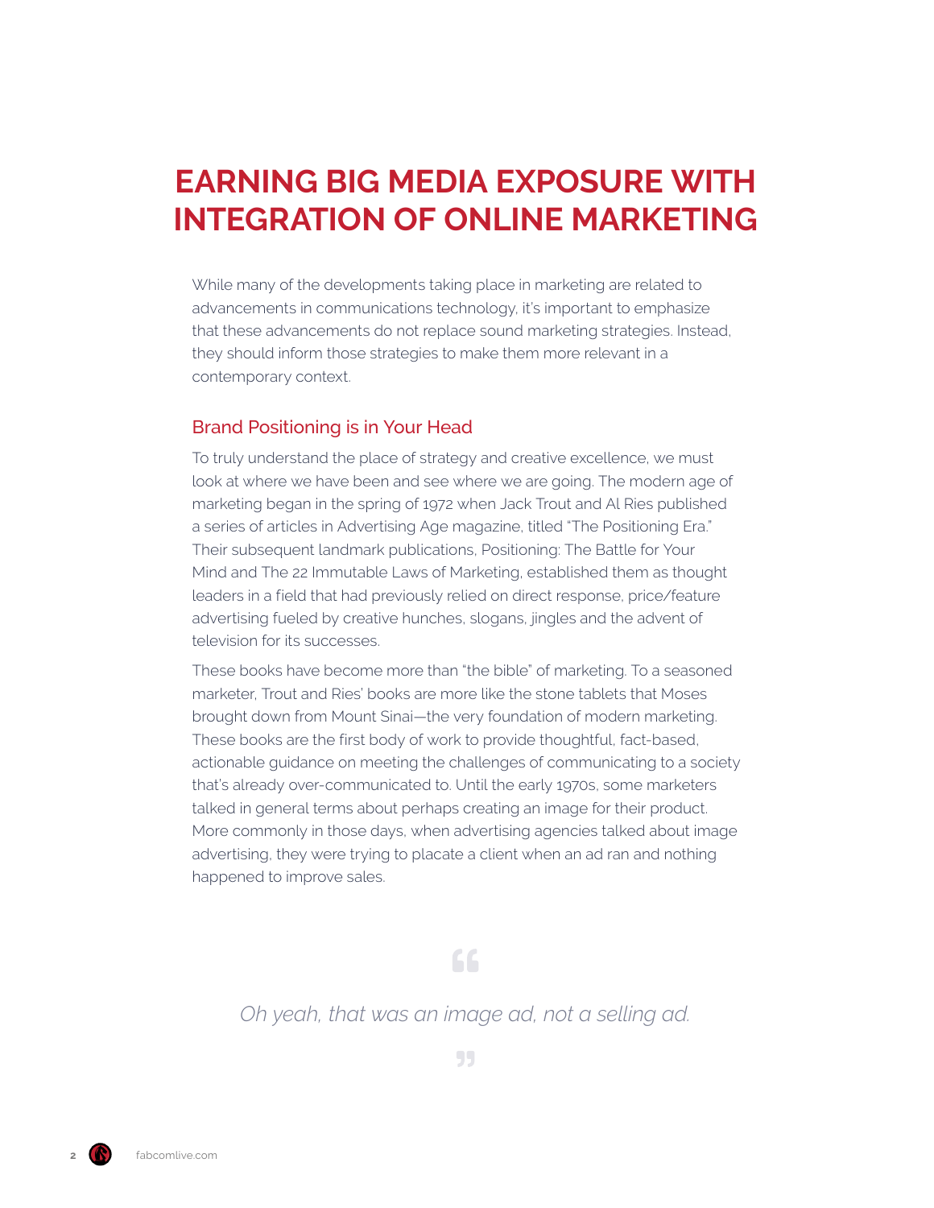# EARNING BIG MEDIA EXPOSURE WITH INTEGRATION OF ONLINE MARKETING

While many of the developments taking place in marketing are related to advancements in communications technology, it's important to emphasize that these advancements do not replace sound marketing strategies. Instead, they should inform those strategies to make them more relevant in a contemporary context.

## Brand Positioning is in Your Head

To truly understand the place of strategy and creative excellence, we must look at where we have been and see where we are going. The modern age of marketing began in the spring of 1972 when Jack Trout and Al Ries published a series of articles in Advertising Age magazine, titled "The Positioning Era." Their subsequent landmark publications, Positioning: The Battle for Your Mind and The 22 Immutable Laws of Marketing, established them as thought leaders in a field that had previously relied on direct response, price/feature advertising fueled by creative hunches, slogans, jingles and the advent of television for its successes.

These books have become more than "the bible" of marketing. To a seasoned marketer, Trout and Ries' books are more like the stone tablets that Moses brought down from Mount Sinai—the very foundation of modern marketing. These books are the first body of work to provide thoughtful, fact-based, actionable guidance on meeting the challenges of communicating to a society that's already over-communicated to. Until the early 1970s, some marketers talked in general terms about perhaps creating an image for their product. More commonly in those days, when advertising agencies talked about image advertising, they were trying to placate a client when an ad ran and nothing happened to improve sales.

> *Oh yeah, that was an image ad, not a selling ad.*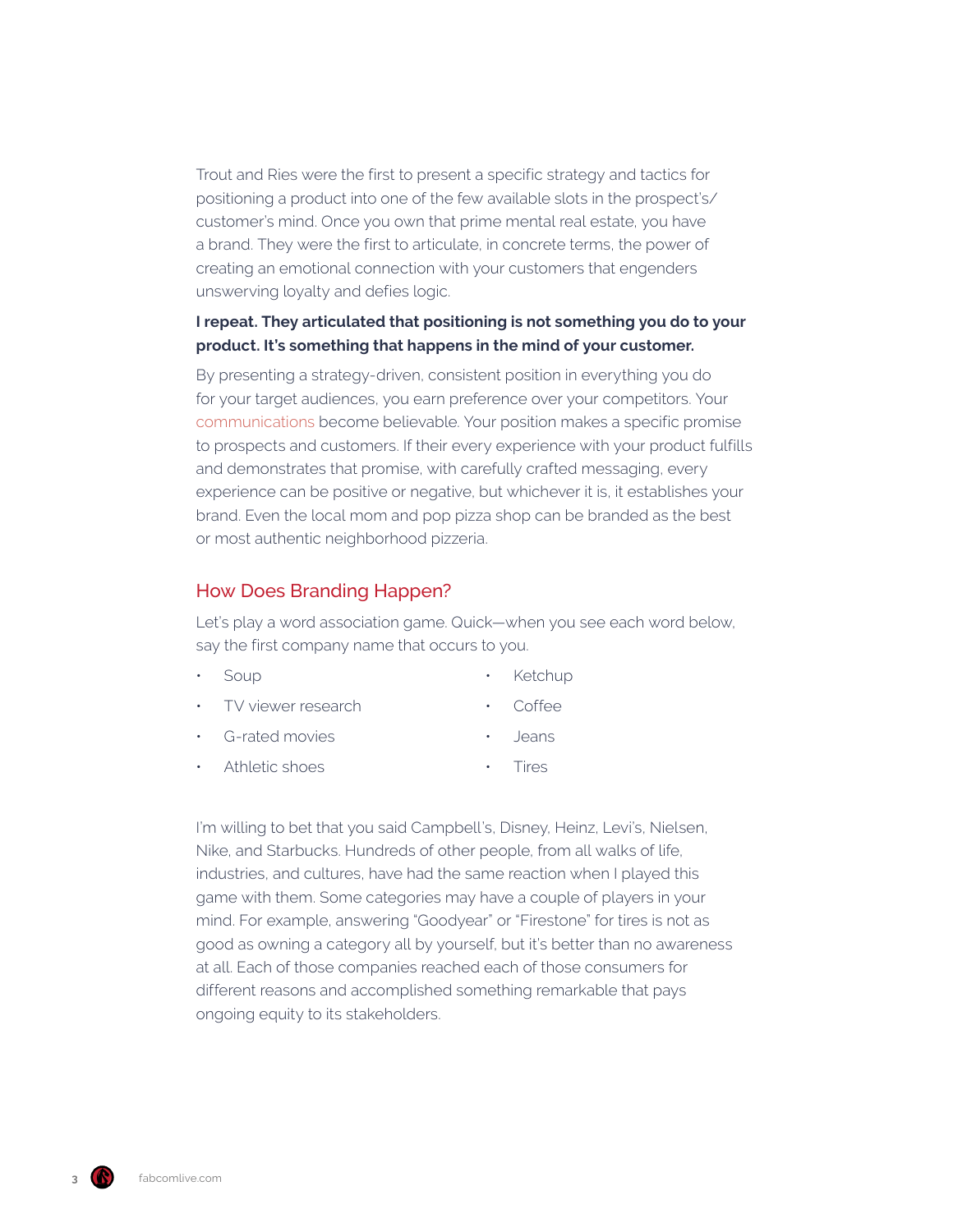Trout and Ries were the first to present a specific strategy and tactics for positioning a product into one of the few available slots in the prospect's/customer's mind. Once you own that prime mental real estate, you have a brand. They were the first to articulate, in concrete terms, the power of creating an emotional connection with your customers that engenders unswerving loyalty and defies logic.

**I repeat. They articulated that positioning is not something you do to your product. It's something that happens in the mind of your customer.**

By presenting a strategy-driven, consistent position in everything you do for your target audiences, you earn preference over your competitors. Your communications become believable. Your position makes a specific promise to prospects and customers. If their every experience with your product fulfills and demonstrates that promise, with carefully crafted messaging, every experience can be positive or negative, but whichever it is, it establishes your brand. Even the local mom and pop pizza shop can be branded as the best or most authentic neighborhood pizzeria.

## How Does Branding Happen?

Let's play a word association game. Quick—when you see each word below, say the first company name that occurs to you.

- Soup
- TV viewer research
- G-rated movies
- Athletic shoes
- Ketchup
- Coffee
- Jeans
- Tires

I'm willing to bet that you said Campbell's, Disney, Heinz, Levi's, Nielsen, Nike, and Starbucks. Hundreds of other people, from all walks of life, industries, and cultures, have had the same reaction when I played this game with them. Some categories may have a couple of players in your mind. For example, answering "Goodyear" or "Firestone" for tires is not as good as owning a category all by yourself, but it's better than no awareness at all. Each of those companies reached each of those consumers for different reasons and accomplished something remarkable that pays ongoing equity to its stakeholders.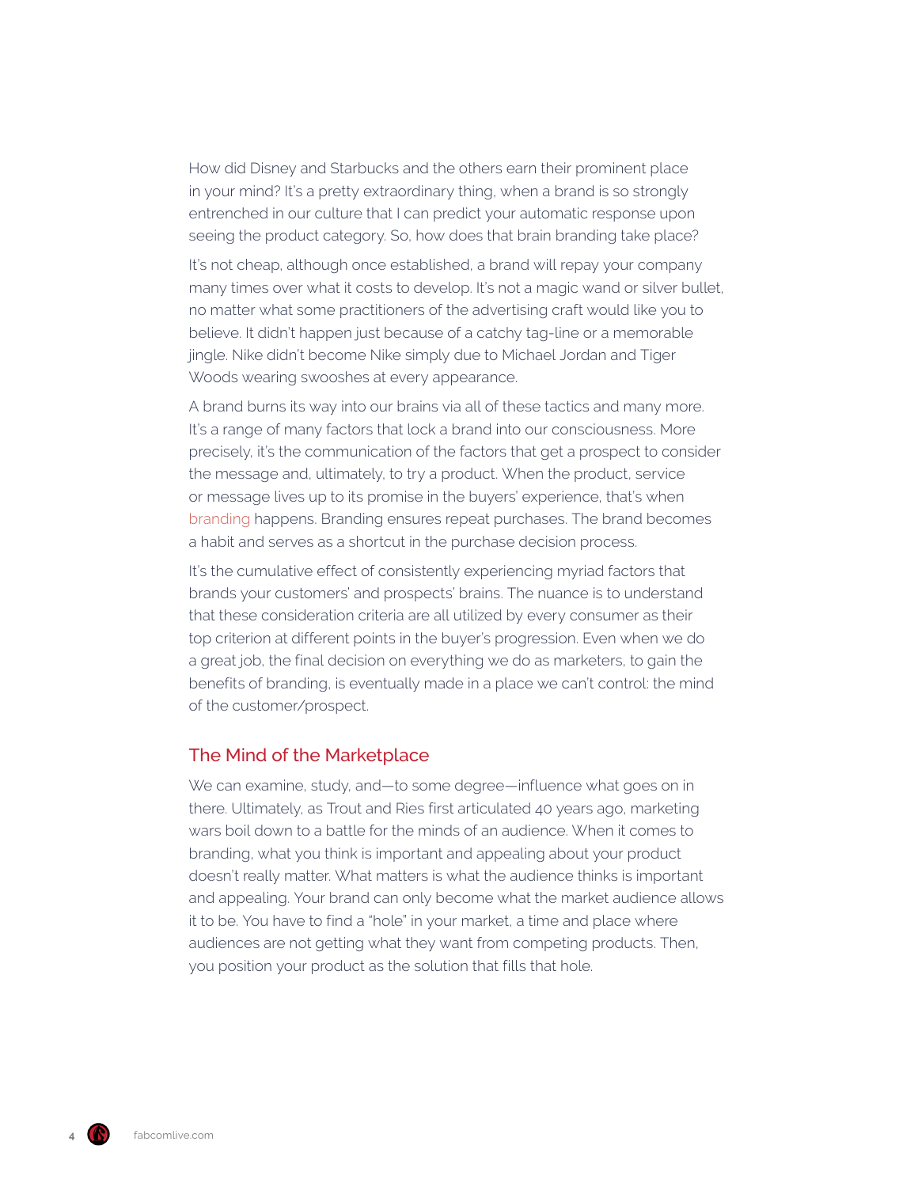How did Disney and Starbucks and the others earn their prominent place in your mind? It's a pretty extraordinary thing, when a brand is so strongly entrenched in our culture that I can predict your automatic response upon seeing the product category. So, how does that brain branding take place?

It's not cheap, although once established, a brand will repay your company many times over what it costs to develop. It's not a magic wand or silver bullet, no matter what some practitioners of the advertising craft would like you to believe. It didn't happen just because of a catchy tag-line or a memorable jingle. Nike didn't become Nike simply due to Michael Jordan and Tiger Woods wearing swooshes at every appearance.

A brand burns its way into our brains via all of these tactics and many more. It's a range of many factors that lock a brand into our consciousness. More precisely, it's the communication of the factors that get a prospect to consider the message and, ultimately, to try a product. When the product, service or message lives up to its promise in the buyers' experience, that's when branding happens. Branding ensures repeat purchases. The brand becomes a habit and serves as a shortcut in the purchase decision process.

It's the cumulative effect of consistently experiencing myriad factors that brands your customers' and prospects' brains. The nuance is to understand that these consideration criteria are all utilized by every consumer as their top criterion at different points in the buyer's progression. Even when we do a great job, the final decision on everything we do as marketers, to gain the benefits of branding, is eventually made in a place we can't control: the mind of the customer/prospect.

## The Mind of the Marketplace

We can examine, study, and—to some degree—influence what goes on in there. Ultimately, as Trout and Ries first articulated 40 years ago, marketing wars boil down to a battle for the minds of an audience. When it comes to branding, what you think is important and appealing about your product doesn't really matter. What matters is what the audience thinks is important and appealing. Your brand can only become what the market audience allows it to be. You have to find a "hole" in your market, a time and place where audiences are not getting what they want from competing products. Then, you position your product as the solution that fills that hole.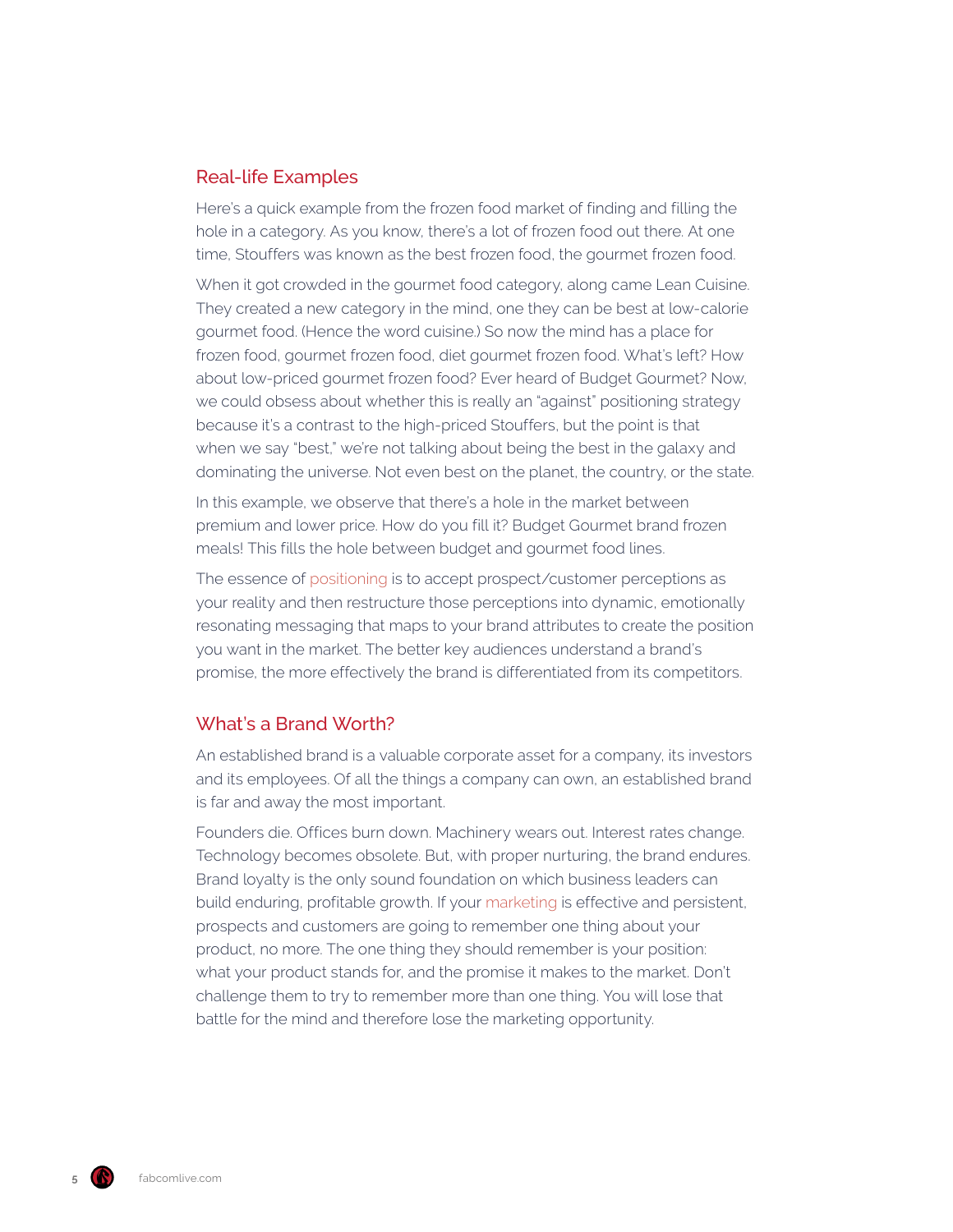## Real-life Examples

Here's a quick example from the frozen food market of finding and filling the hole in a category. As you know, there's a lot of frozen food out there. At one time, Stouffers was known as the best frozen food, the gourmet frozen food.

When it got crowded in the gourmet food category, along came Lean Cuisine. They created a new category in the mind, one they can be best at low-calorie gourmet food. (Hence the word cuisine.) So now the mind has a place for frozen food, gourmet frozen food, diet gourmet frozen food. What's left? How about low-priced gourmet frozen food? Ever heard of Budget Gourmet? Now, we could obsess about whether this is really an "against" positioning strategy because it's a contrast to the high-priced Stouffers, but the point is that when we say "best," we're not talking about being the best in the galaxy and dominating the universe. Not even best on the planet, the country, or the state.

In this example, we observe that there's a hole in the market between premium and lower price. How do you fill it? Budget Gourmet brand frozen meals! This fills the hole between budget and gourmet food lines.

The essence of positioning is to accept prospect/customer perceptions as your reality and then restructure those perceptions into dynamic, emotionally resonating messaging that maps to your brand attributes to create the position you want in the market. The better key audiences understand a brand's promise, the more effectively the brand is differentiated from its competitors.

## What's a Brand Worth?

An established brand is a valuable corporate asset for a company, its investors and its employees. Of all the things a company can own, an established brand is far and away the most important.

Founders die. Offices burn down. Machinery wears out. Interest rates change. Technology becomes obsolete. But, with proper nurturing, the brand endures. Brand loyalty is the only sound foundation on which business leaders can build enduring, profitable growth. If your marketing is effective and persistent, prospects and customers are going to remember one thing about your product, no more. The one thing they should remember is your position: what your product stands for, and the promise it makes to the market. Don't challenge them to try to remember more than one thing. You will lose that battle for the mind and therefore lose the marketing opportunity.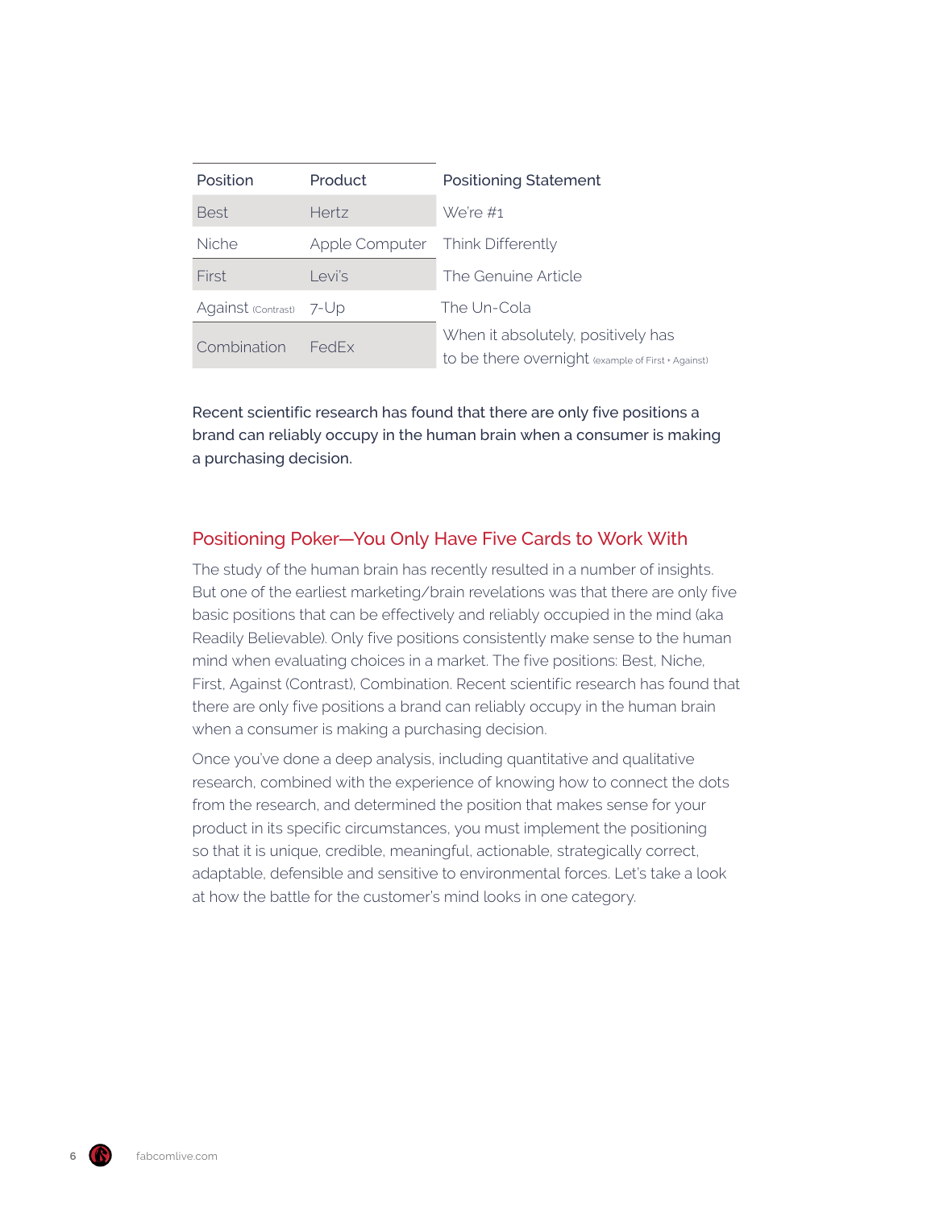| Position | Product | Positioning Statement |
|---|---|---|
| Best | Hertz | We're #1 |
| Niche | Apple Computer | Think Differently |
| First | Levi's | The Genuine Article |
| Against (Contrast) | 7-Up | The Un-Cola |
| Combination | FedEx | When it absolutely, positively has to be there overnight (example of First + Against) |

Recent scientific research has found that there are only five positions a brand can reliably occupy in the human brain when a consumer is making a purchasing decision.

## Positioning Poker—You Only Have Five Cards to Work With

The study of the human brain has recently resulted in a number of insights. But one of the earliest marketing/brain revelations was that there are only five basic positions that can be effectively and reliably occupied in the mind (aka Readily Believable). Only five positions consistently make sense to the human mind when evaluating choices in a market. The five positions: Best, Niche, First, Against (Contrast), Combination. Recent scientific research has found that there are only five positions a brand can reliably occupy in the human brain when a consumer is making a purchasing decision.

Once you've done a deep analysis, including quantitative and qualitative research, combined with the experience of knowing how to connect the dots from the research, and determined the position that makes sense for your product in its specific circumstances, you must implement the positioning so that it is unique, credible, meaningful, actionable, strategically correct, adaptable, defensible and sensitive to environmental forces. Let's take a look at how the battle for the customer's mind looks in one category.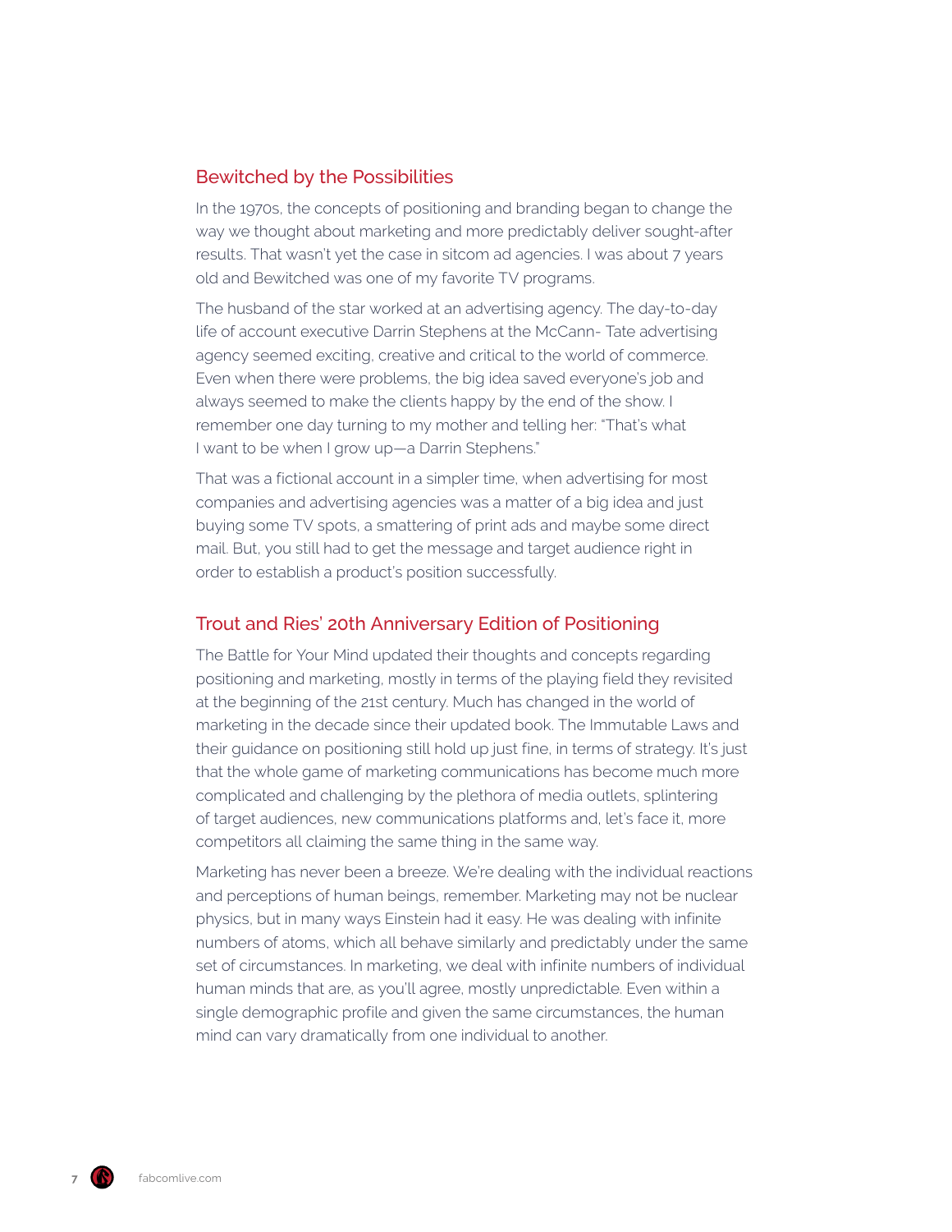## Bewitched by the Possibilities

In the 1970s, the concepts of positioning and branding began to change the way we thought about marketing and more predictably deliver sought-after results. That wasn't yet the case in sitcom ad agencies. I was about 7 years old and Bewitched was one of my favorite TV programs.

The husband of the star worked at an advertising agency. The day-to-day life of account executive Darrin Stephens at the McCann- Tate advertising agency seemed exciting, creative and critical to the world of commerce. Even when there were problems, the big idea saved everyone's job and always seemed to make the clients happy by the end of the show. I remember one day turning to my mother and telling her: "That's what I want to be when I grow up—a Darrin Stephens."

That was a fictional account in a simpler time, when advertising for most companies and advertising agencies was a matter of a big idea and just buying some TV spots, a smattering of print ads and maybe some direct mail. But, you still had to get the message and target audience right in order to establish a product's position successfully.

## Trout and Ries' 20th Anniversary Edition of Positioning

The Battle for Your Mind updated their thoughts and concepts regarding positioning and marketing, mostly in terms of the playing field they revisited at the beginning of the 21st century. Much has changed in the world of marketing in the decade since their updated book. The Immutable Laws and their guidance on positioning still hold up just fine, in terms of strategy. It's just that the whole game of marketing communications has become much more complicated and challenging by the plethora of media outlets, splintering of target audiences, new communications platforms and, let's face it, more competitors all claiming the same thing in the same way.

Marketing has never been a breeze. We're dealing with the individual reactions and perceptions of human beings, remember. Marketing may not be nuclear physics, but in many ways Einstein had it easy. He was dealing with infinite numbers of atoms, which all behave similarly and predictably under the same set of circumstances. In marketing, we deal with infinite numbers of individual human minds that are, as you'll agree, mostly unpredictable. Even within a single demographic profile and given the same circumstances, the human mind can vary dramatically from one individual to another.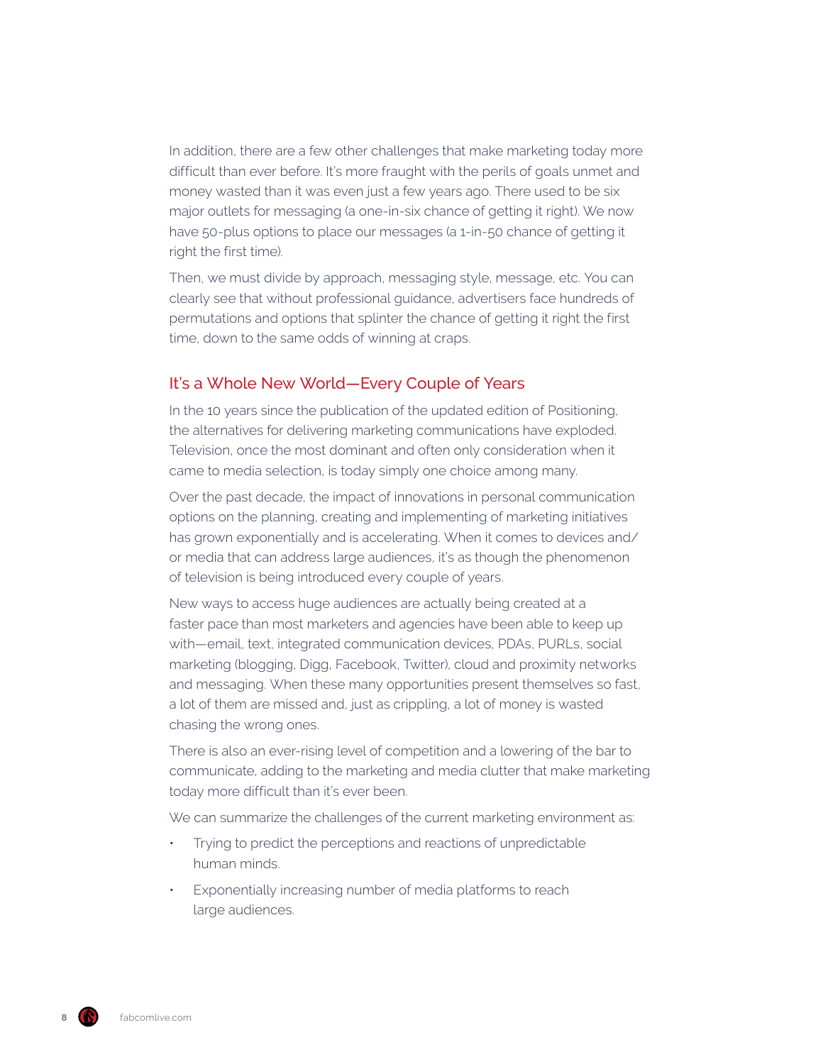In addition, there are a few other challenges that make marketing today more difficult than ever before. It's more fraught with the perils of goals unmet and money wasted than it was even just a few years ago. There used to be six major outlets for messaging (a one-in-six chance of getting it right). We now have 50-plus options to place our messages (a 1-in-50 chance of getting it right the first time).

Then, we must divide by approach, messaging style, message, etc. You can clearly see that without professional guidance, advertisers face hundreds of permutations and options that splinter the chance of getting it right the first time, down to the same odds of winning at craps.

## It's a Whole New World—Every Couple of Years

In the 10 years since the publication of the updated edition of Positioning, the alternatives for delivering marketing communications have exploded. Television, once the most dominant and often only consideration when it came to media selection, is today simply one choice among many.

Over the past decade, the impact of innovations in personal communication options on the planning, creating and implementing of marketing initiatives has grown exponentially and is accelerating. When it comes to devices and/or media that can address large audiences, it's as though the phenomenon of television is being introduced every couple of years.

New ways to access huge audiences are actually being created at a faster pace than most marketers and agencies have been able to keep up with—email, text, integrated communication devices, PDAs, PURLs, social marketing (blogging, Digg, Facebook, Twitter), cloud and proximity networks and messaging. When these many opportunities present themselves so fast, a lot of them are missed and, just as crippling, a lot of money is wasted chasing the wrong ones.

There is also an ever-rising level of competition and a lowering of the bar to communicate, adding to the marketing and media clutter that make marketing today more difficult than it's ever been.

We can summarize the challenges of the current marketing environment as:

- Trying to predict the perceptions and reactions of unpredictable human minds.
- Exponentially increasing number of media platforms to reach large audiences.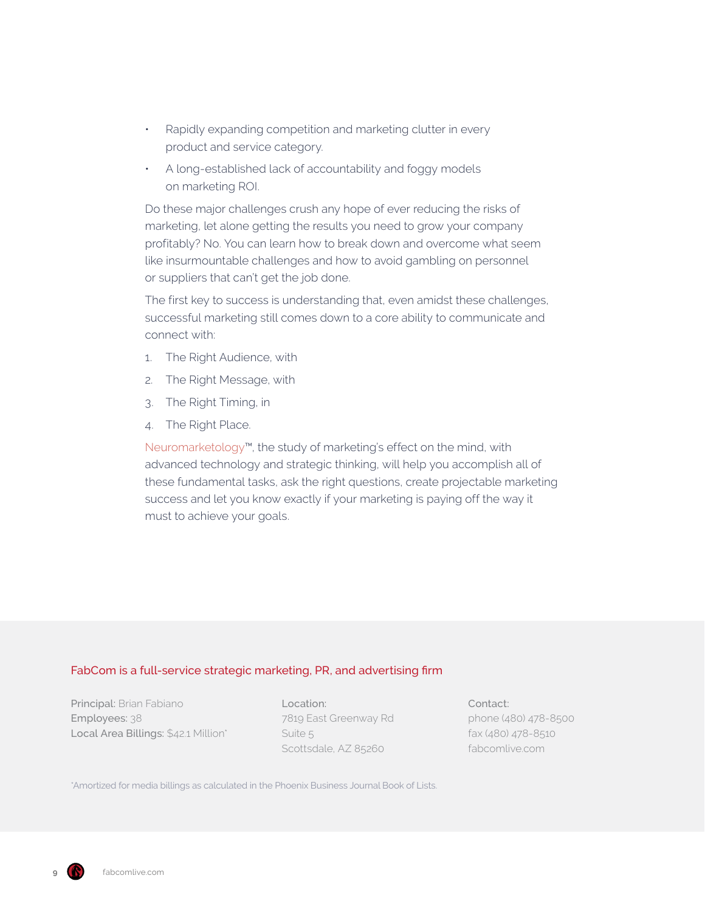- Rapidly expanding competition and marketing clutter in every product and service category.
- A long-established lack of accountability and foggy models on marketing ROI.

Do these major challenges crush any hope of ever reducing the risks of marketing, let alone getting the results you need to grow your company profitably? No. You can learn how to break down and overcome what seem like insurmountable challenges and how to avoid gambling on personnel or suppliers that can't get the job done.

The first key to success is understanding that, even amidst these challenges, successful marketing still comes down to a core ability to communicate and connect with:

1. The Right Audience, with
2. The Right Message, with
3. The Right Timing, in
4. The Right Place.

Neuromarketology™, the study of marketing's effect on the mind, with advanced technology and strategic thinking, will help you accomplish all of these fundamental tasks, ask the right questions, create projectable marketing success and let you know exactly if your marketing is paying off the way it must to achieve your goals.

## FabCom is a full-service strategic marketing, PR, and advertising firm

**Principal:** Brian Fabiano
**Employees:** 38
**Local Area Billings:** $42.1 Million*

**Location:**
7819 East Greenway Rd
Suite 5
Scottsdale, AZ 85260

**Contact:**
phone (480) 478-8500
fax (480) 478-8510
fabcomlive.com

*Amortized for media billings as calculated in the Phoenix Business Journal Book of Lists.